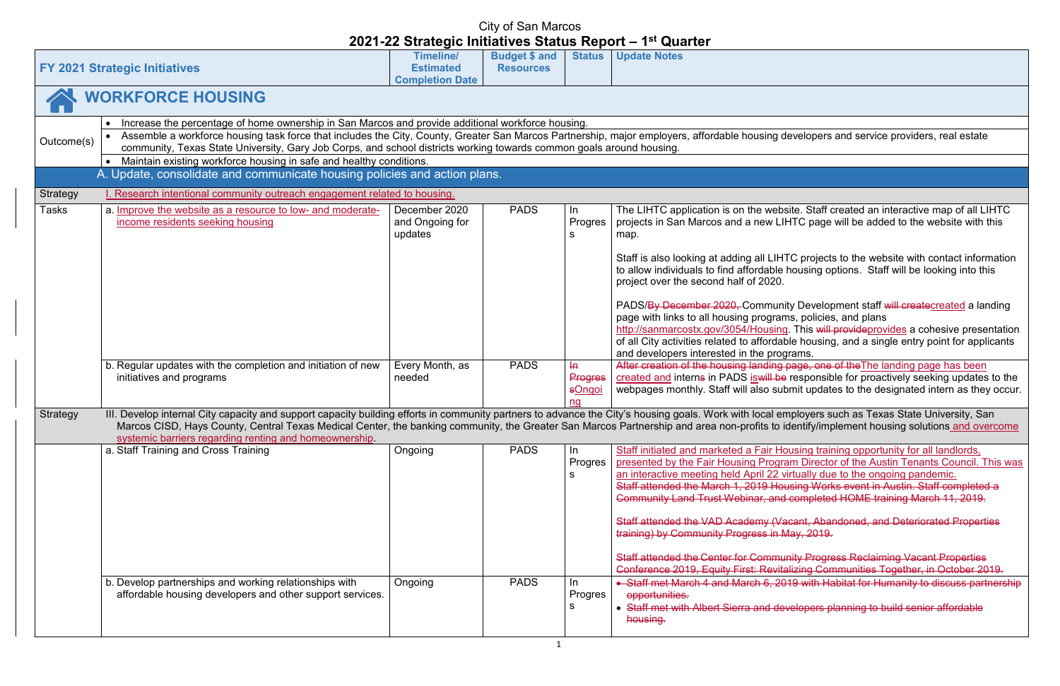City of San Marcos

# 2021-22 Strategic Initiatives Status Report – 1st Quarter

| FY 2021 Strategic Initiatives | | Timeline/ Estimated Completion Date | Budget $ and Resources | Status | Update Notes |
|---|---|---|---|---|---|
| **WORKFORCE HOUSING** | | | | | |
| Outcome(s) | • Increase the percentage of home ownership in San Marcos and provide additional workforce housing.<br>• Assemble a workforce housing task force that includes the City, County, Greater San Marcos Partnership, major employers, affordable housing developers and service providers, real estate community, Texas State University, Gary Job Corps, and school districts working towards common goals around housing.<br>• Maintain existing workforce housing in safe and healthy conditions. | | | | |
| A. Update, consolidate and communicate housing policies and action plans. | | | | | |
| Strategy | I. Research intentional community outreach engagement related to housing. | | | | |
| Tasks | a. Improve the website as a resource to low- and moderate-income residents seeking housing | December 2020 and Ongoing for updates | PADS | In Progress | The LIHTC application is on the website. Staff created an interactive map of all LIHTC projects in San Marcos and a new LIHTC page will be added to the website with this map.<br><br>Staff is also looking at adding all LIHTC projects to the website with contact information to allow individuals to find affordable housing options. Staff will be looking into this project over the second half of 2020.<br><br>PADS/~~By December 2020,~~ Community Development staff ~~will create~~created a landing page with links to all housing programs, policies, and plans http://sanmarcostx.gov/3054/Housing. This ~~will provide~~provides a cohesive presentation of all City activities related to affordable housing, and a single entry point for applicants and developers interested in the programs. |
| | b. Regular updates with the completion and initiation of new initiatives and programs | Every Month, as needed | PADS | ~~In Progress~~Ongoing | ~~After creation of the housing landing page, one of the~~The landing page has been created and intern~~s~~ in PADS is~~will be~~ responsible for proactively seeking updates to the webpages monthly. Staff will also submit updates to the designated intern as they occur. |
| Strategy | III. Develop internal City capacity and support capacity building efforts in community partners to advance the City's housing goals. Work with local employers such as Texas State University, San Marcos CISD, Hays County, Central Texas Medical Center, the banking community, the Greater San Marcos Partnership and area non-profits to identify/implement housing solutions and overcome systemic barriers regarding renting and homeownership. | | | | |
| | a. Staff Training and Cross Training | Ongoing | PADS | In Progress | Staff initiated and marketed a Fair Housing training opportunity for all landlords, presented by the Fair Housing Program Director of the Austin Tenants Council. This was an interactive meeting held April 22 virtually due to the ongoing pandemic.<br>~~Staff attended the March 1, 2019 Housing Works event in Austin. Staff completed a Community Land Trust Webinar, and completed HOME training March 11, 2019.~~<br><br>~~Staff attended the VAD Academy (Vacant, Abandoned, and Deteriorated Properties training) by Community Progress in May, 2019.~~<br><br>~~Staff attended the Center for Community Progress Reclaiming Vacant Properties Conference 2019, Equity First: Revitalizing Communities Together, in October 2019.~~ |
| | b. Develop partnerships and working relationships with affordable housing developers and other support services. | Ongoing | PADS | In Progress | • ~~Staff met March 4 and March 6, 2019 with Habitat for Humanity to discuss partnership opportunities.~~<br>• ~~Staff met with Albert Sierra and developers planning to build senior affordable housing.~~ |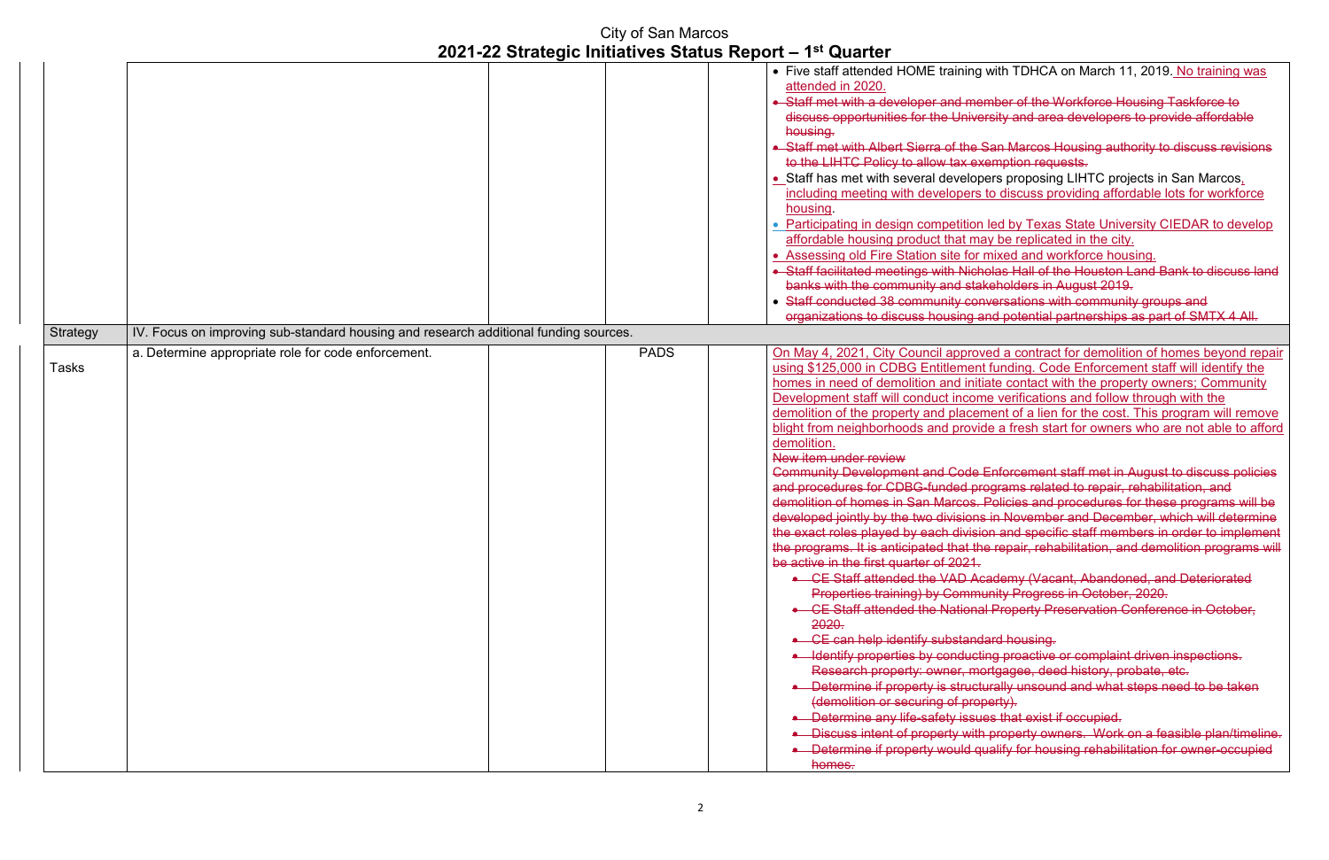# City of San Marcos
## 2021-22 Strategic Initiatives Status Report – 1st Quarter

| | | | | | |
|---|---|---|---|---|---|
| | | | | | • Five staff attended HOME training with TDHCA on March 11, 2019. No training was attended in 2020.<br>• ~~Staff met with a developer and member of the Workforce Housing Taskforce to discuss opportunities for the University and area developers to provide affordable housing.~~<br>• ~~Staff met with Albert Sierra of the San Marcos Housing authority to discuss revisions to the LIHTC Policy to allow tax exemption requests.~~<br>• Staff has met with several developers proposing LIHTC projects in San Marcos, including meeting with developers to discuss providing affordable lots for workforce housing.<br>• Participating in design competition led by Texas State University CIEDAR to develop affordable housing product that may be replicated in the city.<br>• Assessing old Fire Station site for mixed and workforce housing.<br>• ~~Staff facilitated meetings with Nicholas Hall of the Houston Land Bank to discuss land banks with the community and stakeholders in August 2019.~~<br>• ~~Staff conducted 38 community conversations with community groups and organizations to discuss housing and potential partnerships as part of SMTX 4 All.~~ |
| Strategy | IV. Focus on improving sub-standard housing and research additional funding sources. | | | | |
| Tasks | a. Determine appropriate role for code enforcement. | | PADS | | On May 4, 2021, City Council approved a contract for demolition of homes beyond repair using $125,000 in CDBG Entitlement funding. Code Enforcement staff will identify the homes in need of demolition and initiate contact with the property owners; Community Development staff will conduct income verifications and follow through with the demolition of the property and placement of a lien for the cost. This program will remove blight from neighborhoods and provide a fresh start for owners who are not able to afford demolition.<br>~~New item under review~~<br>~~Community Development and Code Enforcement staff met in August to discuss policies and procedures for CDBG-funded programs related to repair, rehabilitation, and demolition of homes in San Marcos. Policies and procedures for these programs will be developed jointly by the two divisions in November and December, which will determine the exact roles played by each division and specific staff members in order to implement the programs. It is anticipated that the repair, rehabilitation, and demolition programs will be active in the first quarter of 2021.~~<br>• ~~CE Staff attended the VAD Academy (Vacant, Abandoned, and Deteriorated Properties training) by Community Progress in October, 2020.~~<br>• ~~CE Staff attended the National Property Preservation Conference in October, 2020.~~<br>• ~~CE can help identify substandard housing.~~<br>• ~~Identify properties by conducting proactive or complaint driven inspections. Research property: owner, mortgagee, deed history, probate, etc.~~<br>• ~~Determine if property is structurally unsound and what steps need to be taken (demolition or securing of property).~~<br>• ~~Determine any life-safety issues that exist if occupied.~~<br>• ~~Discuss intent of property with property owners. Work on a feasible plan/timeline.~~<br>• ~~Determine if property would qualify for housing rehabilitation for owner-occupied homes.~~ |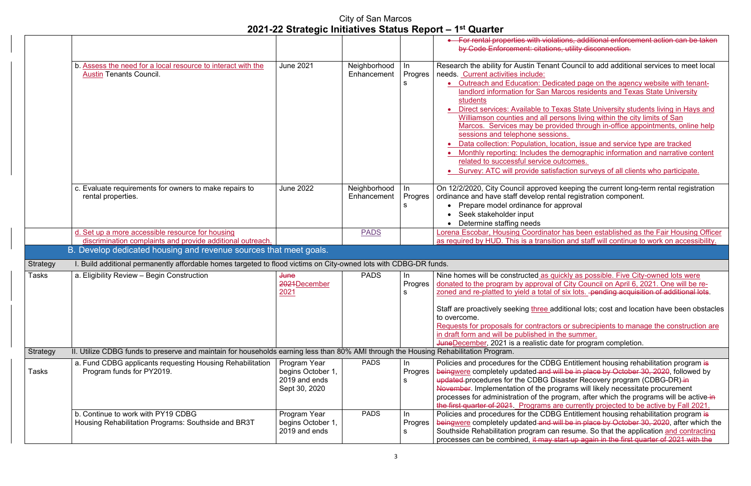# City of San Marcos
## 2021-22 Strategic Initiatives Status Report – 1st Quarter

| | | | | | |
|---|---|---|---|---|---|
| | | | | | • For rental properties with violations, additional enforcement action can be taken by Code Enforcement: citations, utility disconnection. |
| | b. Assess the need for a local resource to interact with the Austin Tenants Council. | June 2021 | Neighborhood Enhancement | In Progress | Research the ability for Austin Tenant Council to add additional services to meet local needs. Current activities include: • Outreach and Education: Dedicated page on the agency website with tenant-landlord information for San Marcos residents and Texas State University students • Direct services: Available to Texas State University students living in Hays and Williamson counties and all persons living within the city limits of San Marcos. Services may be provided through in-office appointments, online help sessions and telephone sessions. • Data collection: Population, location, issue and service type are tracked • Monthly reporting: Includes the demographic information and narrative content related to successful service outcomes. • Survey: ATC will provide satisfaction surveys of all clients who participate. |
| | c. Evaluate requirements for owners to make repairs to rental properties. | June 2022 | Neighborhood Enhancement | In Progress | On 12/2/2020, City Council approved keeping the current long-term rental registration ordinance and have staff develop rental registration component. • Prepare model ordinance for approval • Seek stakeholder input • Determine staffing needs |
| | d. Set up a more accessible resource for housing discrimination complaints and provide additional outreach. | | PADS | | Lorena Escobar, Housing Coordinator has been established as the Fair Housing Officer as required by HUD. This is a transition and staff will continue to work on accessibility. |
| | **B. Develop dedicated housing and revenue sources that meet goals.** | | | | |
| Strategy | I. Build additional permanently affordable homes targeted to flood victims on City-owned lots with CDBG-DR funds. | | | | |
| Tasks | a. Eligibility Review – Begin Construction | ~~June 2021~~ December 2021 | PADS | In Progress | Nine homes will be constructed as quickly as possible. Five City-owned lots were donated to the program by approval of City Council on April 6, 2021. One will be re-zoned and re-platted to yield a total of six lots. ~~pending acquisition of additional lots.~~ Staff are proactively seeking three additional lots; cost and location have been obstacles to overcome. Requests for proposals for contractors or subrecipients to manage the construction are in draft form and will be published in the summer. ~~June~~December, 2021 is a realistic date for program completion. |
| Strategy | II. Utilize CDBG funds to preserve and maintain for households earning less than 80% AMI through the Housing Rehabilitation Program. | | | | |
| Tasks | a. Fund CDBG applicants requesting Housing Rehabilitation Program funds for PY2019. | Program Year begins October 1, 2019 and ends Sept 30, 2020 | PADS | In Progress | Policies and procedures for the CDBG Entitlement housing rehabilitation program ~~is being~~were completely updated ~~and will be in place by October 30, 2020~~, followed by ~~updated~~ procedures for the CDBG Disaster Recovery program (CDBG-DR) ~~in November~~. Implementation of the programs will likely necessitate procurement processes for administration of the program, after which the programs will be active ~~in the first quarter of 2021~~. Programs are currently projected to be active by Fall 2021. |
| | b. Continue to work with PY19 CDBG Housing Rehabilitation Programs: Southside and BR3T | Program Year begins October 1, 2019 and ends | PADS | In Progress | Policies and procedures for the CDBG Entitlement housing rehabilitation program ~~is being~~were completely updated ~~and will be in place by October 30, 2020~~, after which the Southside Rehabilitation program can resume. So that the application and contracting processes can be combined, ~~it may start up again in the first quarter of 2021 with the~~ |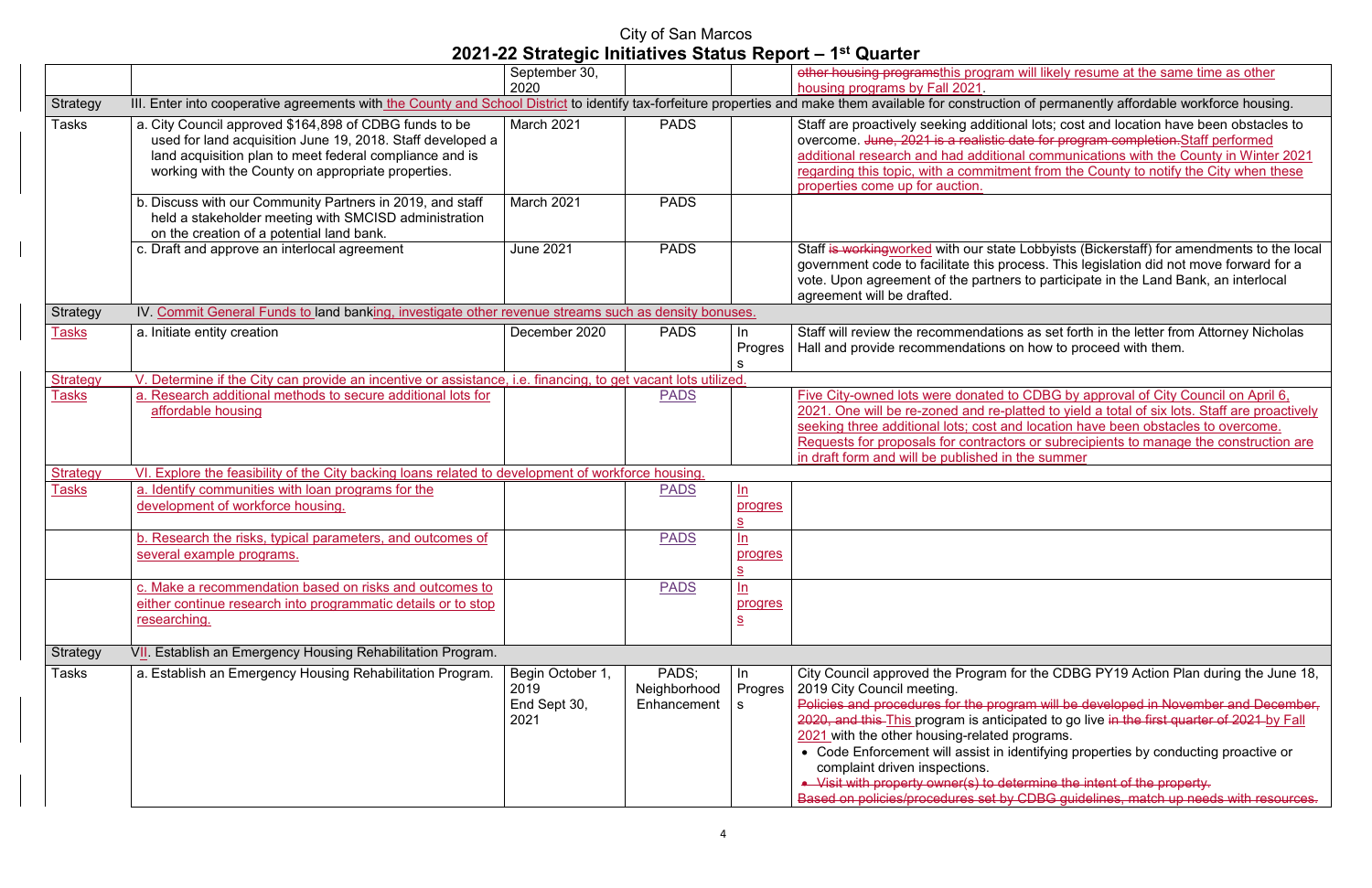# City of San Marcos

## 2021-22 Strategic Initiatives Status Report – 1st Quarter

| | | | | | |
|---|---|---|---|---|---|
| | | September 30, 2020 | | | other housing programsthis program will likely resume at the same time as other housing programs by Fall 2021. |
| Strategy | III. Enter into cooperative agreements with the County and School District to identify tax-forfeiture properties and make them available for construction of permanently affordable workforce housing. | | | | |
| Tasks | a. City Council approved $164,898 of CDBG funds to be used for land acquisition June 19, 2018. Staff developed a land acquisition plan to meet federal compliance and is working with the County on appropriate properties. | March 2021 | PADS | | Staff are proactively seeking additional lots; cost and location have been obstacles to overcome. June, 2021 is a realistic date for program completion.Staff performed additional research and had additional communications with the County in Winter 2021 regarding this topic, with a commitment from the County to notify the City when these properties come up for auction. |
| | b. Discuss with our Community Partners in 2019, and staff held a stakeholder meeting with SMCISD administration on the creation of a potential land bank. | March 2021 | PADS | | |
| | c. Draft and approve an interlocal agreement | June 2021 | PADS | | Staff is workingworked with our state Lobbyists (Bickerstaff) for amendments to the local government code to facilitate this process. This legislation did not move forward for a vote. Upon agreement of the partners to participate in the Land Bank, an interlocal agreement will be drafted. |
| Strategy | IV. Commit General Funds to land banking, investigate other revenue streams such as density bonuses. | | | | |
| Tasks | a. Initiate entity creation | December 2020 | PADS | In Progress | Staff will review the recommendations as set forth in the letter from Attorney Nicholas Hall and provide recommendations on how to proceed with them. |
| Strategy | V. Determine if the City can provide an incentive or assistance, i.e. financing, to get vacant lots utilized. | | | | |
| Tasks | a. Research additional methods to secure additional lots for affordable housing | | PADS | | Five City-owned lots were donated to CDBG by approval of City Council on April 6, 2021. One will be re-zoned and re-platted to yield a total of six lots. Staff are proactively seeking three additional lots; cost and location have been obstacles to overcome. Requests for proposals for contractors or subrecipients to manage the construction are in draft form and will be published in the summer |
| Strategy | VI. Explore the feasibility of the City backing loans related to development of workforce housing. | | | | |
| Tasks | a. Identify communities with loan programs for the development of workforce housing. | | PADS | In progress | |
| | b. Research the risks, typical parameters, and outcomes of several example programs. | | PADS | In progress | |
| | c. Make a recommendation based on risks and outcomes to either continue research into programmatic details or to stop researching. | | PADS | In progress | |
| Strategy | VII. Establish an Emergency Housing Rehabilitation Program. | | | | |
| Tasks | a. Establish an Emergency Housing Rehabilitation Program. | Begin October 1, 2019<br>End Sept 30, 2021 | PADS; Neighborhood Enhancement | In Progress | City Council approved the Program for the CDBG PY19 Action Plan during the June 18, 2019 City Council meeting.<br>Policies and procedures for the program will be developed in November and December, 2020, and this This program is anticipated to go live in the first quarter of 2021 by Fall 2021 with the other housing-related programs.<br>• Code Enforcement will assist in identifying properties by conducting proactive or complaint driven inspections.<br>• Visit with property owner(s) to determine the intent of the property.<br>Based on policies/procedures set by CDBG guidelines, match up needs with resources. |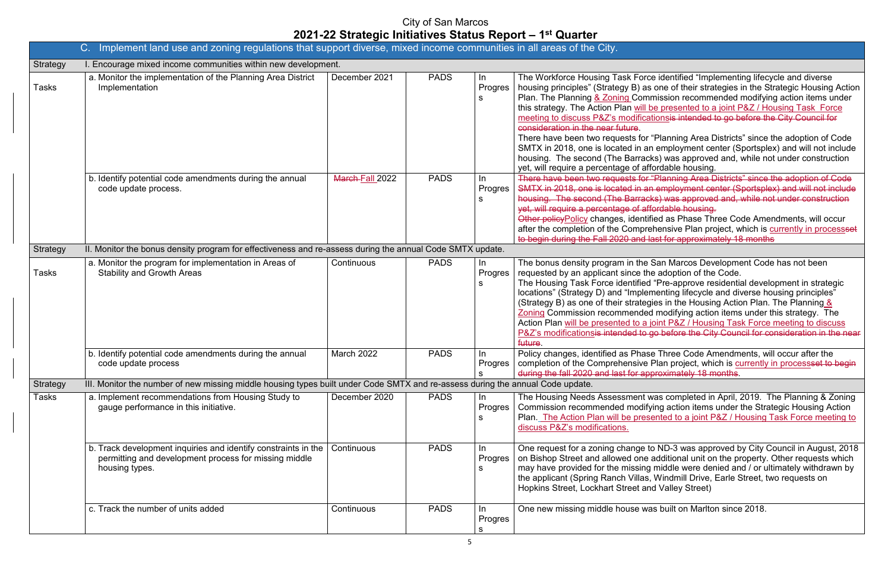# City of San Marcos

## 2021-22 Strategic Initiatives Status Report – 1st Quarter

| C. Implement land use and zoning regulations that support diverse, mixed income communities in all areas of the City. | | | | | |
|---|---|---|---|---|---|
| Strategy | I. Encourage mixed income communities within new development. | | | | |
| Tasks | a. Monitor the implementation of the Planning Area District Implementation | December 2021 | PADS | In Progress | The Workforce Housing Task Force identified "Implementing lifecycle and diverse housing principles" (Strategy B) as one of their strategies in the Strategic Housing Action Plan. The Planning & Zoning Commission recommended modifying action items under this strategy. The Action Plan will be presented to a joint P&Z / Housing Task Force meeting to discuss P&Z's modifications~~is intended to go before the City Council for consideration in the near future~~. There have been two requests for "Planning Area Districts" since the adoption of Code SMTX in 2018, one is located in an employment center (Sportsplex) and will not include housing. The second (The Barracks) was approved and, while not under construction yet, will require a percentage of affordable housing. |
| | b. Identify potential code amendments during the annual code update process. | ~~March~~ Fall 2022 | PADS | In Progress | ~~There have been two requests for "Planning Area Districts" since the adoption of Code SMTX in 2018, one is located in an employment center (Sportsplex) and will not include housing. The second (The Barracks) was approved and, while not under construction yet, will require a percentage of affordable housing.~~ ~~Other policy~~Policy changes, identified as Phase Three Code Amendments, will occur after the completion of the Comprehensive Plan project, which is currently in process~~set to begin during the Fall 2020 and last for approximately 18 months~~ |
| Strategy | II. Monitor the bonus density program for effectiveness and re-assess during the annual Code SMTX update. | | | | |
| Tasks | a. Monitor the program for implementation in Areas of Stability and Growth Areas | Continuous | PADS | In Progress | The bonus density program in the San Marcos Development Code has not been requested by an applicant since the adoption of the Code. The Housing Task Force identified "Pre-approve residential development in strategic locations" (Strategy D) and "Implementing lifecycle and diverse housing principles" (Strategy B) as one of their strategies in the Housing Action Plan. The Planning & Zoning Commission recommended modifying action items under this strategy. The Action Plan will be presented to a joint P&Z / Housing Task Force meeting to discuss P&Z's modifications~~is intended to go before the City Council for consideration in the near future~~. |
| | b. Identify potential code amendments during the annual code update process | March 2022 | PADS | In Progress | Policy changes, identified as Phase Three Code Amendments, will occur after the completion of the Comprehensive Plan project, which is currently in process~~set to begin during the fall 2020 and last for approximately 18 months~~. |
| Strategy | III. Monitor the number of new missing middle housing types built under Code SMTX and re-assess during the annual Code update. | | | | |
| Tasks | a. Implement recommendations from Housing Study to gauge performance in this initiative. | December 2020 | PADS | In Progress | The Housing Needs Assessment was completed in April, 2019. The Planning & Zoning Commission recommended modifying action items under the Strategic Housing Action Plan. The Action Plan will be presented to a joint P&Z / Housing Task Force meeting to discuss P&Z's modifications. |
| | b. Track development inquiries and identify constraints in the permitting and development process for missing middle housing types. | Continuous | PADS | In Progress | One request for a zoning change to ND-3 was approved by City Council in August, 2018 on Bishop Street and allowed one additional unit on the property. Other requests which may have provided for the missing middle were denied and / or ultimately withdrawn by the applicant (Spring Ranch Villas, Windmill Drive, Earle Street, two requests on Hopkins Street, Lockhart Street and Valley Street) |
| | c. Track the number of units added | Continuous | PADS | In Progress | One new missing middle house was built on Marlton since 2018. |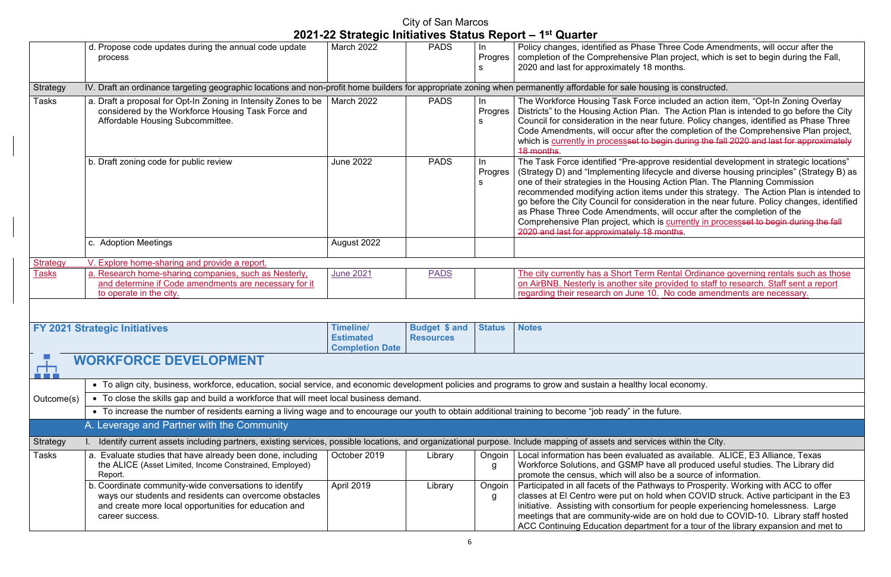| | | | | | |
|---|---|---|---|---|---|
| | d. Propose code updates during the annual code update process | March 2022 | PADS | In Progress | Policy changes, identified as Phase Three Code Amendments, will occur after the completion of the Comprehensive Plan project, which is set to begin during the Fall, 2020 and last for approximately 18 months. |
| Strategy | IV. Draft an ordinance targeting geographic locations and non-profit home builders for appropriate zoning when permanently affordable for sale housing is constructed. | | | | |
| Tasks | a. Draft a proposal for Opt-In Zoning in Intensity Zones to be considered by the Workforce Housing Task Force and Affordable Housing Subcommittee. | March 2022 | PADS | In Progress | The Workforce Housing Task Force included an action item, "Opt-In Zoning Overlay Districts" to the Housing Action Plan. The Action Plan is intended to go before the City Council for consideration in the near future. Policy changes, identified as Phase Three Code Amendments, will occur after the completion of the Comprehensive Plan project, which is currently in processset to begin during the fall 2020 and last for approximately 18 months. |
| | b. Draft zoning code for public review | June 2022 | PADS | In Progress | The Task Force identified "Pre-approve residential development in strategic locations" (Strategy D) and "Implementing lifecycle and diverse housing principles" (Strategy B) as one of their strategies in the Housing Action Plan. The Planning Commission recommended modifying action items under this strategy. The Action Plan is intended to go before the City Council for consideration in the near future. Policy changes, identified as Phase Three Code Amendments, will occur after the completion of the Comprehensive Plan project, which is currently in processset to begin during the fall 2020 and last for approximately 18 months. |
| | c. Adoption Meetings | August 2022 | | | |
| Strategy | V. Explore home-sharing and provide a report. | | | | |
| Tasks | a. Research home-sharing companies, such as Nesterly, and determine if Code amendments are necessary for it to operate in the city. | June 2021 | PADS | | The city currently has a Short Term Rental Ordinance governing rentals such as those on AirBNB. Nesterly is another site provided to staff to research. Staff sent a report regarding their research on June 10. No code amendments are necessary. |

| **FY 2021 Strategic Initiatives** | | **Timeline/ Estimated Completion Date** | **Budget $ and Resources** | **Status** | **Notes** |
|---|---|---|---|---|---|
| **WORKFORCE DEVELOPMENT** | | | | | |
| Outcome(s) | • To align city, business, workforce, education, social service, and economic development policies and programs to grow and sustain a healthy local economy.<br>• To close the skills gap and build a workforce that will meet local business demand.<br>• To increase the number of residents earning a living wage and to encourage our youth to obtain additional training to become "job ready" in the future. | | | | |
| | A. Leverage and Partner with the Community | | | | |
| Strategy | I. Identify current assets including partners, existing services, possible locations, and organizational purpose. Include mapping of assets and services within the City. | | | | |
| Tasks | a. Evaluate studies that have already been done, including the ALICE (Asset Limited, Income Constrained, Employed) Report. | October 2019 | Library | Ongoing | Local information has been evaluated as available. ALICE, E3 Alliance, Texas Workforce Solutions, and GSMP have all produced useful studies. The Library did promote the census, which will also be a source of information. |
| | b. Coordinate community-wide conversations to identify ways our students and residents can overcome obstacles and create more local opportunities for education and career success. | April 2019 | Library | Ongoing | Participated in all facets of the Pathways to Prosperity. Working with ACC to offer classes at El Centro were put on hold when COVID struck. Active participant in the E3 initiative. Assisting with consortium for people experiencing homelessness. Large meetings that are community-wide are on hold due to COVID-10. Library staff hosted ACC Continuing Education department for a tour of the library expansion and met to |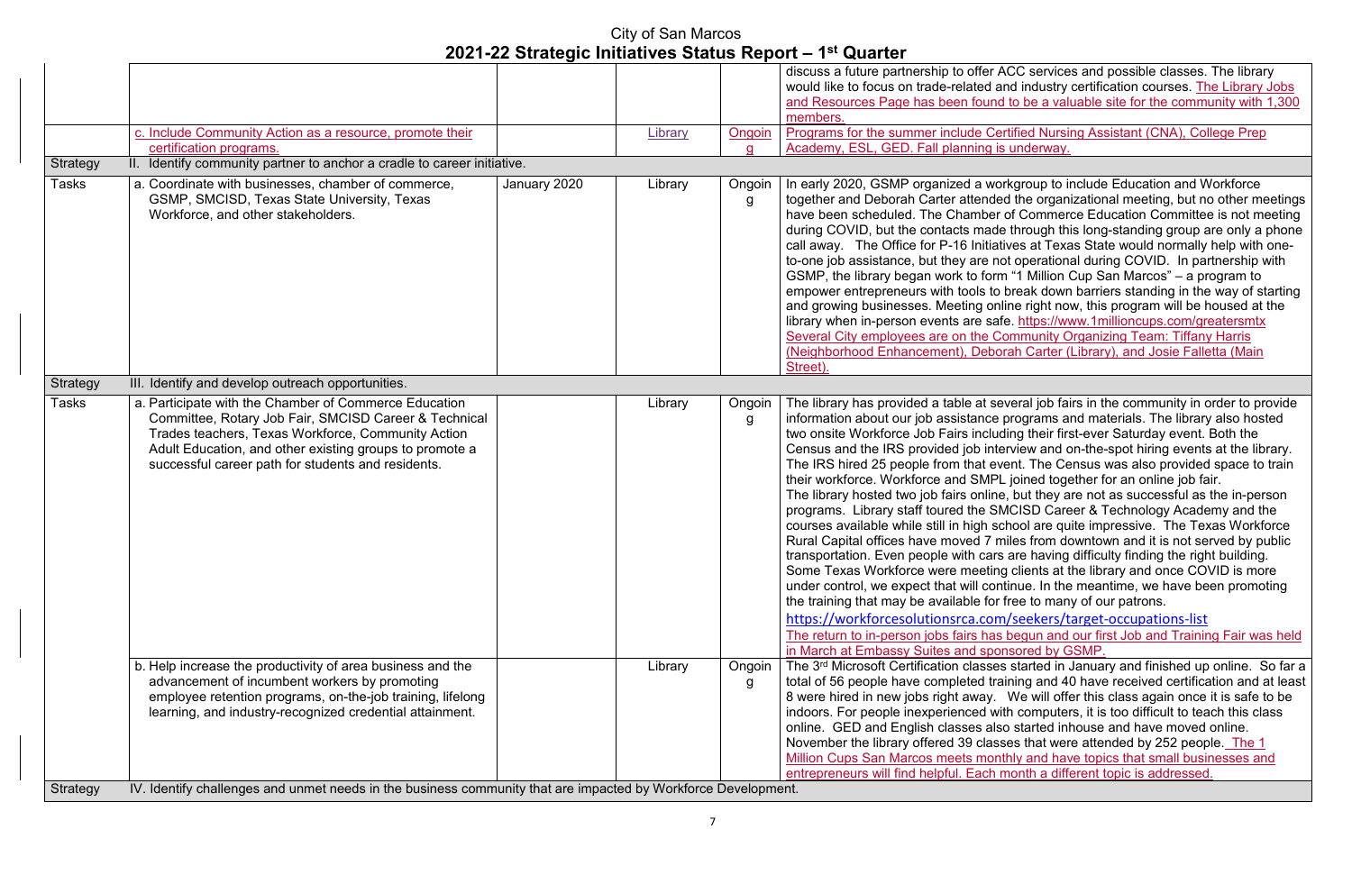# City of San Marcos
## 2021-22 Strategic Initiatives Status Report – 1st Quarter

| | | | | | |
|---|---|---|---|---|---|
| | | | | | discuss a future partnership to offer ACC services and possible classes. The library would like to focus on trade-related and industry certification courses. The Library Jobs and Resources Page has been found to be a valuable site for the community with 1,300 members. |
| | c. Include Community Action as a resource, promote their certification programs. | | Library | Ongoing | Programs for the summer include Certified Nursing Assistant (CNA), College Prep Academy, ESL, GED. Fall planning is underway. |
| Strategy | II. Identify community partner to anchor a cradle to career initiative. | | | | |
| Tasks | a. Coordinate with businesses, chamber of commerce, GSMP, SMCISD, Texas State University, Texas Workforce, and other stakeholders. | January 2020 | Library | Ongoing | In early 2020, GSMP organized a workgroup to include Education and Workforce together and Deborah Carter attended the organizational meeting, but no other meetings have been scheduled. The Chamber of Commerce Education Committee is not meeting during COVID, but the contacts made through this long-standing group are only a phone call away. The Office for P-16 Initiatives at Texas State would normally help with one-to-one job assistance, but they are not operational during COVID. In partnership with GSMP, the library began work to form "1 Million Cup San Marcos" – a program to empower entrepreneurs with tools to break down barriers standing in the way of starting and growing businesses. Meeting online right now, this program will be housed at the library when in-person events are safe. https://www.1millioncups.com/greatersmtx Several City employees are on the Community Organizing Team: Tiffany Harris (Neighborhood Enhancement), Deborah Carter (Library), and Josie Falletta (Main Street). |
| Strategy | III. Identify and develop outreach opportunities. | | | | |
| Tasks | a. Participate with the Chamber of Commerce Education Committee, Rotary Job Fair, SMCISD Career & Technical Trades teachers, Texas Workforce, Community Action Adult Education, and other existing groups to promote a successful career path for students and residents. | | Library | Ongoing | The library has provided a table at several job fairs in the community in order to provide information about our job assistance programs and materials. The library also hosted two onsite Workforce Job Fairs including their first-ever Saturday event. Both the Census and the IRS provided job interview and on-the-spot hiring events at the library. The IRS hired 25 people from that event. The Census was also provided space to train their workforce. Workforce and SMPL joined together for an online job fair. The library hosted two job fairs online, but they are not as successful as the in-person programs. Library staff toured the SMCISD Career & Technology Academy and the courses available while still in high school are quite impressive. The Texas Workforce Rural Capital offices have moved 7 miles from downtown and it is not served by public transportation. Even people with cars are having difficulty finding the right building. Some Texas Workforce were meeting clients at the library and once COVID is more under control, we expect that will continue. In the meantime, we have been promoting the training that may be available for free to many of our patrons. https://workforcesolutionsrca.com/seekers/target-occupations-list The return to in-person jobs fairs has begun and our first Job and Training Fair was held in March at Embassy Suites and sponsored by GSMP. |
| | b. Help increase the productivity of area business and the advancement of incumbent workers by promoting employee retention programs, on-the-job training, lifelong learning, and industry-recognized credential attainment. | | Library | Ongoing | The 3rd Microsoft Certification classes started in January and finished up online. So far a total of 56 people have completed training and 40 have received certification and at least 8 were hired in new jobs right away. We will offer this class again once it is safe to be indoors. For people inexperienced with computers, it is too difficult to teach this class online. GED and English classes also started inhouse and have moved online. November the library offered 39 classes that were attended by 252 people. The 1 Million Cups San Marcos meets monthly and have topics that small businesses and entrepreneurs will find helpful. Each month a different topic is addressed. |
| Strategy | IV. Identify challenges and unmet needs in the business community that are impacted by Workforce Development. | | | | |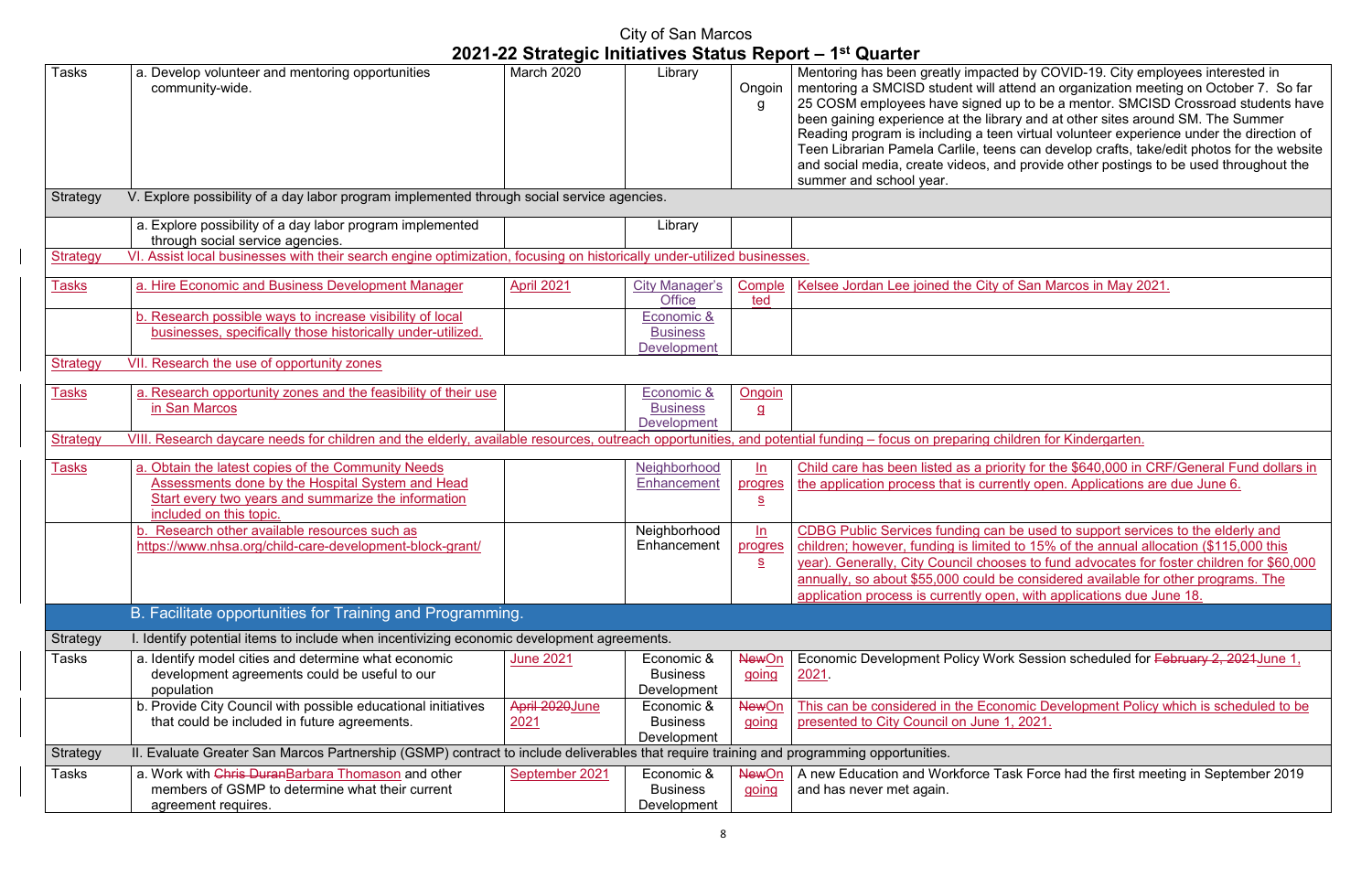# City of San Marcos

## 2021-22 Strategic Initiatives Status Report – 1st Quarter

| | | | | | |
|---|---|---|---|---|---|
| Tasks | a. Develop volunteer and mentoring opportunities community-wide. | March 2020 | Library | Ongoing | Mentoring has been greatly impacted by COVID-19. City employees interested in mentoring a SMCISD student will attend an organization meeting on October 7. So far 25 COSM employees have signed up to be a mentor. SMCISD Crossroad students have been gaining experience at the library and at other sites around SM. The Summer Reading program is including a teen virtual volunteer experience under the direction of Teen Librarian Pamela Carlile, teens can develop crafts, take/edit photos for the website and social media, create videos, and provide other postings to be used throughout the summer and school year. |
| Strategy | V. Explore possibility of a day labor program implemented through social service agencies. | | | | |
| | a. Explore possibility of a day labor program implemented through social service agencies. | | Library | | |
| Strategy | VI. Assist local businesses with their search engine optimization, focusing on historically under-utilized businesses. | | | | |
| Tasks | a. Hire Economic and Business Development Manager | April 2021 | City Manager's Office | Completed | Kelsee Jordan Lee joined the City of San Marcos in May 2021. |
| | b. Research possible ways to increase visibility of local businesses, specifically those historically under-utilized. | | Economic & Business Development | | |
| Strategy | VII. Research the use of opportunity zones | | | | |
| Tasks | a. Research opportunity zones and the feasibility of their use in San Marcos | | Economic & Business Development | Ongoing | |
| Strategy | VIII. Research daycare needs for children and the elderly, available resources, outreach opportunities, and potential funding – focus on preparing children for Kindergarten. | | | | |
| Tasks | a. Obtain the latest copies of the Community Needs Assessments done by the Hospital System and Head Start every two years and summarize the information included on this topic. | | Neighborhood Enhancement | In progress | Child care has been listed as a priority for the $640,000 in CRF/General Fund dollars in the application process that is currently open. Applications are due June 6. |
| | b. Research other available resources such as https://www.nhsa.org/child-care-development-block-grant/ | | Neighborhood Enhancement | In progress | CDBG Public Services funding can be used to support services to the elderly and children; however, funding is limited to 15% of the annual allocation ($115,000 this year). Generally, City Council chooses to fund advocates for foster children for $60,000 annually, so about $55,000 could be considered available for other programs. The application process is currently open, with applications due June 18. |
| | **B. Facilitate opportunities for Training and Programming.** | | | | |
| Strategy | I. Identify potential items to include when incentivizing economic development agreements. | | | | |
| Tasks | a. Identify model cities and determine what economic development agreements could be useful to our population | June 2021 | Economic & Business Development | ~~New~~On going | Economic Development Policy Work Session scheduled for ~~February 2, 2021~~June 1, 2021. |
| | b. Provide City Council with possible educational initiatives that could be included in future agreements. | ~~April 2020~~June 2021 | Economic & Business Development | ~~New~~On going | This can be considered in the Economic Development Policy which is scheduled to be presented to City Council on June 1, 2021. |
| Strategy | II. Evaluate Greater San Marcos Partnership (GSMP) contract to include deliverables that require training and programming opportunities. | | | | |
| Tasks | a. Work with ~~Chris Duran~~Barbara Thomason and other members of GSMP to determine what their current agreement requires. | September 2021 | Economic & Business Development | ~~New~~On going | A new Education and Workforce Task Force had the first meeting in September 2019 and has never met again. |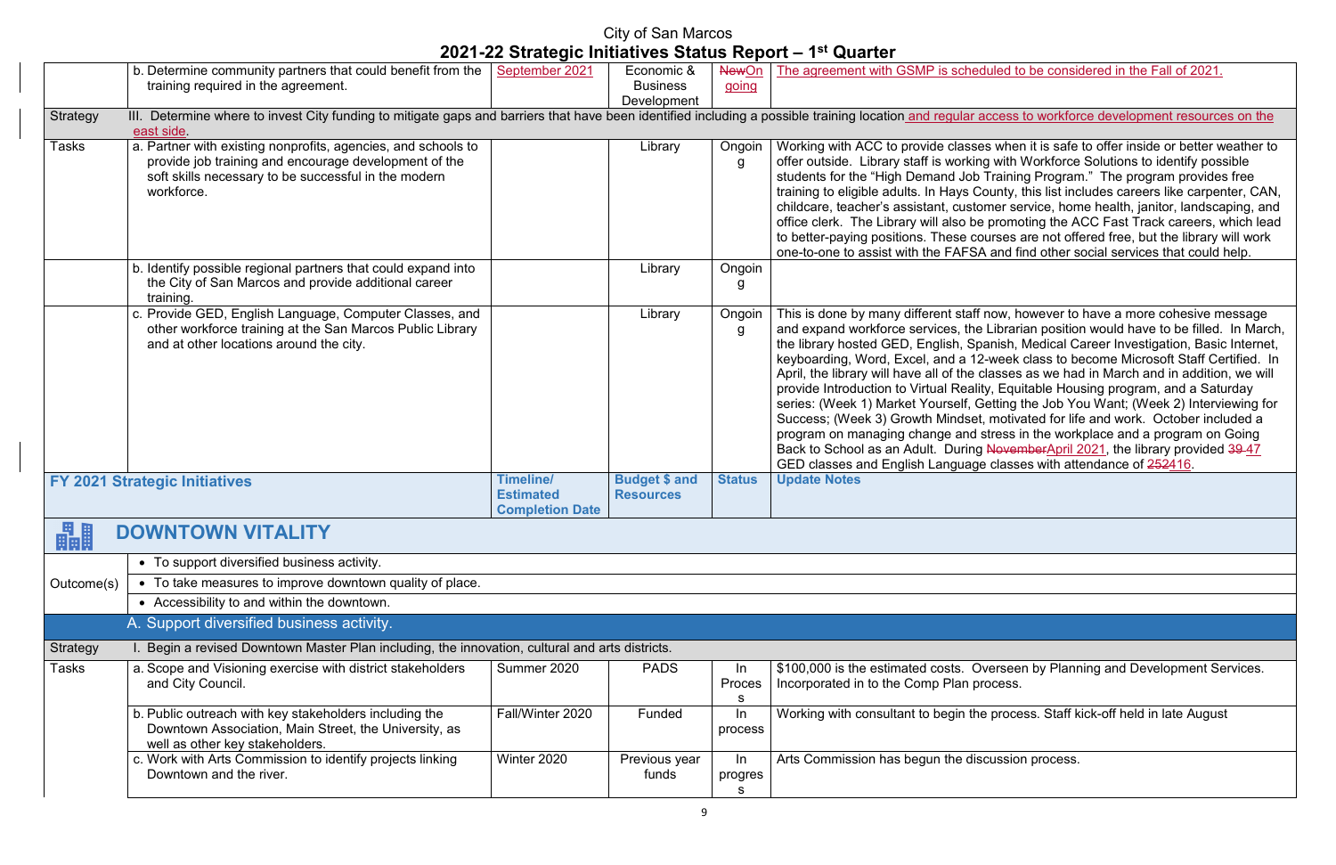City of San Marcos

**2021-22 Strategic Initiatives Status Report – 1st Quarter**

| | | | | | |
|---|---|---|---|---|---|
| | b. Determine community partners that could benefit from the training required in the agreement. | September 2021 | Economic & Business Development | NewOngoing | The agreement with GSMP is scheduled to be considered in the Fall of 2021. |
| Strategy | III. Determine where to invest City funding to mitigate gaps and barriers that have been identified including a possible training location and regular access to workforce development resources on the east side. | | | | |
| Tasks | a. Partner with existing nonprofits, agencies, and schools to provide job training and encourage development of the soft skills necessary to be successful in the modern workforce. | | Library | Ongoing | Working with ACC to provide classes when it is safe to offer inside or better weather to offer outside. Library staff is working with Workforce Solutions to identify possible students for the "High Demand Job Training Program." The program provides free training to eligible adults. In Hays County, this list includes careers like carpenter, CAN, childcare, teacher's assistant, customer service, home health, janitor, landscaping, and office clerk. The Library will also be promoting the ACC Fast Track careers, which lead to better-paying positions. These courses are not offered free, but the library will work one-to-one to assist with the FAFSA and find other social services that could help. |
| | b. Identify possible regional partners that could expand into the City of San Marcos and provide additional career training. | | Library | Ongoing | |
| | c. Provide GED, English Language, Computer Classes, and other workforce training at the San Marcos Public Library and at other locations around the city. | | Library | Ongoing | This is done by many different staff now, however to have a more cohesive message and expand workforce services, the Librarian position would have to be filled. In March, the library hosted GED, English, Spanish, Medical Career Investigation, Basic Internet, keyboarding, Word, Excel, and a 12-week class to become Microsoft Staff Certified. In April, the library will have all of the classes as we had in March and in addition, we will provide Introduction to Virtual Reality, Equitable Housing program, and a Saturday series: (Week 1) Market Yourself, Getting the Job You Want; (Week 2) Interviewing for Success; (Week 3) Growth Mindset, motivated for life and work. October included a program on managing change and stress in the workplace and a program on Going Back to School as an Adult. During ~~November~~April 2021, the library provided ~~39~~ 47 GED classes and English Language classes with attendance of ~~252~~416. |
| **FY 2021 Strategic Initiatives** | | **Timeline/ Estimated Completion Date** | **Budget $ and Resources** | **Status** | **Update Notes** |
| | **DOWNTOWN VITALITY** | | | | |
| Outcome(s) | • To support diversified business activity. | | | | |
| | • To take measures to improve downtown quality of place. | | | | |
| | • Accessibility to and within the downtown. | | | | |
| | A. Support diversified business activity. | | | | |
| Strategy | I. Begin a revised Downtown Master Plan including, the innovation, cultural and arts districts. | | | | |
| Tasks | a. Scope and Visioning exercise with district stakeholders and City Council. | Summer 2020 | PADS | In Process | $100,000 is the estimated costs. Overseen by Planning and Development Services. Incorporated in to the Comp Plan process. |
| | b. Public outreach with key stakeholders including the Downtown Association, Main Street, the University, as well as other key stakeholders. | Fall/Winter 2020 | Funded | In process | Working with consultant to begin the process. Staff kick-off held in late August |
| | c. Work with Arts Commission to identify projects linking Downtown and the river. | Winter 2020 | Previous year funds | In progress | Arts Commission has begun the discussion process. |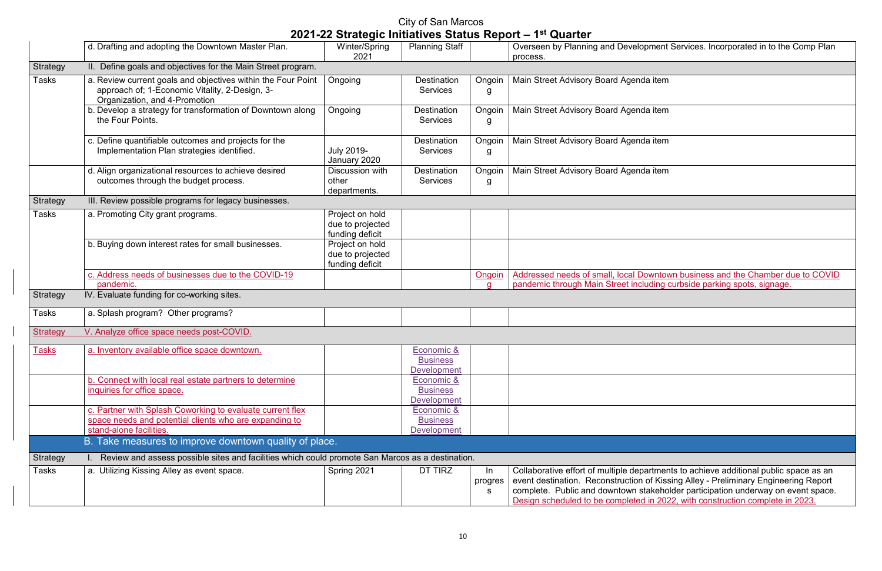# City of San Marcos

## 2021-22 Strategic Initiatives Status Report – 1st Quarter

| | | | | | |
|---|---|---|---|---|---|
| | d. Drafting and adopting the Downtown Master Plan. | Winter/Spring 2021 | Planning Staff | | Overseen by Planning and Development Services. Incorporated in to the Comp Plan process. |
| Strategy | II. Define goals and objectives for the Main Street program. | | | | |
| Tasks | a. Review current goals and objectives within the Four Point approach of; 1-Economic Vitality, 2-Design, 3-Organization, and 4-Promotion | Ongoing | Destination Services | Ongoing | Main Street Advisory Board Agenda item |
| | b. Develop a strategy for transformation of Downtown along the Four Points. | Ongoing | Destination Services | Ongoing | Main Street Advisory Board Agenda item |
| | c. Define quantifiable outcomes and projects for the Implementation Plan strategies identified. | July 2019-January 2020 | Destination Services | Ongoing | Main Street Advisory Board Agenda item |
| | d. Align organizational resources to achieve desired outcomes through the budget process. | Discussion with other departments. | Destination Services | Ongoing | Main Street Advisory Board Agenda item |
| Strategy | III. Review possible programs for legacy businesses. | | | | |
| Tasks | a. Promoting City grant programs. | Project on hold due to projected funding deficit | | | |
| | b. Buying down interest rates for small businesses. | Project on hold due to projected funding deficit | | | |
| | c. Address needs of businesses due to the COVID-19 pandemic. | | | Ongoing | Addressed needs of small, local Downtown business and the Chamber due to COVID pandemic through Main Street including curbside parking spots, signage. |
| Strategy | IV. Evaluate funding for co-working sites. | | | | |
| Tasks | a. Splash program? Other programs? | | | | |
| Strategy | V. Analyze office space needs post-COVID. | | | | |
| Tasks | a. Inventory available office space downtown. | | Economic & Business Development | | |
| | b. Connect with local real estate partners to determine inquiries for office space. | | Economic & Business Development | | |
| | c. Partner with Splash Coworking to evaluate current flex space needs and potential clients who are expanding to stand-alone facilities. | | Economic & Business Development | | |
| | **B. Take measures to improve downtown quality of place.** | | | | |
| Strategy | I. Review and assess possible sites and facilities which could promote San Marcos as a destination. | | | | |
| Tasks | a. Utilizing Kissing Alley as event space. | Spring 2021 | DT TIRZ | In progress | Collaborative effort of multiple departments to achieve additional public space as an event destination. Reconstruction of Kissing Alley - Preliminary Engineering Report complete. Public and downtown stakeholder participation underway on event space. Design scheduled to be completed in 2022, with construction complete in 2023. |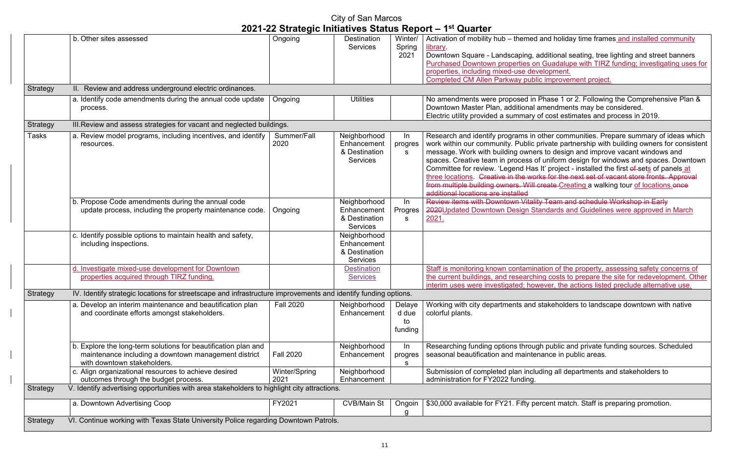# City of San Marcos

## 2021-22 Strategic Initiatives Status Report – 1st Quarter

| | | | | | |
|---|---|---|---|---|---|
| | b. Other sites assessed | Ongoing | Destination Services | Winter/ Spring 2021 | Activation of mobility hub – themed and holiday time frames and installed community library. Downtown Square - Landscaping, additional seating, tree lighting and street banners Purchased Downtown properties on Guadalupe with TIRZ funding; investigating uses for properties, including mixed-use development. Completed CM Allen Parkway public improvement project. |
| Strategy | II. Review and address underground electric ordinances. | | | | |
| | a. Identify code amendments during the annual code update process. | Ongoing | Utilities | | No amendments were proposed in Phase 1 or 2. Following the Comprehensive Plan & Downtown Master Plan, additional amendments may be considered. Electric utility provided a summary of cost estimates and process in 2019. |
| Strategy | III. Review and assess strategies for vacant and neglected buildings. | | | | |
| Tasks | a. Review model programs, including incentives, and identify resources. | Summer/Fall 2020 | Neighborhood Enhancement & Destination Services | In progress | Research and identify programs in other communities. Prepare summary of ideas which work within our community. Public private partnership with building owners for consistent message. Work with building owners to design and improve vacant windows and spaces. Creative team in process of uniform design for windows and spaces. Downtown Committee for review. 'Legend Has It' project - installed the first ~~of~~ sets of panels at three locations. ~~Creative in the works for the next set of vacant store fronts. Approval from multiple building owners. Will create~~ Creating a walking tour of locations.~~once additional locations are installed~~ |
| | b. Propose Code amendments during the annual code update process, including the property maintenance code. | Ongoing | Neighborhood Enhancement & Destination Services | In Progress | ~~Review items with Downtown Vitality Team and schedule Workshop in Early 2020~~Updated Downtown Design Standards and Guidelines were approved in March 2021. |
| | c. Identify possible options to maintain health and safety, including inspections. | | Neighborhood Enhancement & Destination Services | | |
| | d. Investigate mixed-use development for Downtown properties acquired through TIRZ funding. | | Destination Services | | Staff is monitoring known contamination of the property, assessing safety concerns of the current buildings, and researching costs to prepare the site for redevelopment. Other interim uses were investigated; however, the actions listed preclude alternative use. |
| Strategy | IV. Identify strategic locations for streetscape and infrastructure improvements and identify funding options. | | | | |
| | a. Develop an interim maintenance and beautification plan and coordinate efforts amongst stakeholders. | Fall 2020 | Neighborhood Enhancement | Delayed due to funding | Working with city departments and stakeholders to landscape downtown with native colorful plants. |
| | b. Explore the long-term solutions for beautification plan and maintenance including a downtown management district with downtown stakeholders. | Fall 2020 | Neighborhood Enhancement | In progress | Researching funding options through public and private funding sources. Scheduled seasonal beautification and maintenance in public areas. |
| | c. Align organizational resources to achieve desired outcomes through the budget process. | Winter/Spring 2021 | Neighborhood Enhancement | | Submission of completed plan including all departments and stakeholders to administration for FY2022 funding. |
| Strategy | V. Identify advertising opportunities with area stakeholders to highlight city attractions. | | | | |
| | a. Downtown Advertising Coop | FY2021 | CVB/Main St | Ongoing | $30,000 available for FY21. Fifty percent match. Staff is preparing promotion. |
| Strategy | VI. Continue working with Texas State University Police regarding Downtown Patrols. | | | | |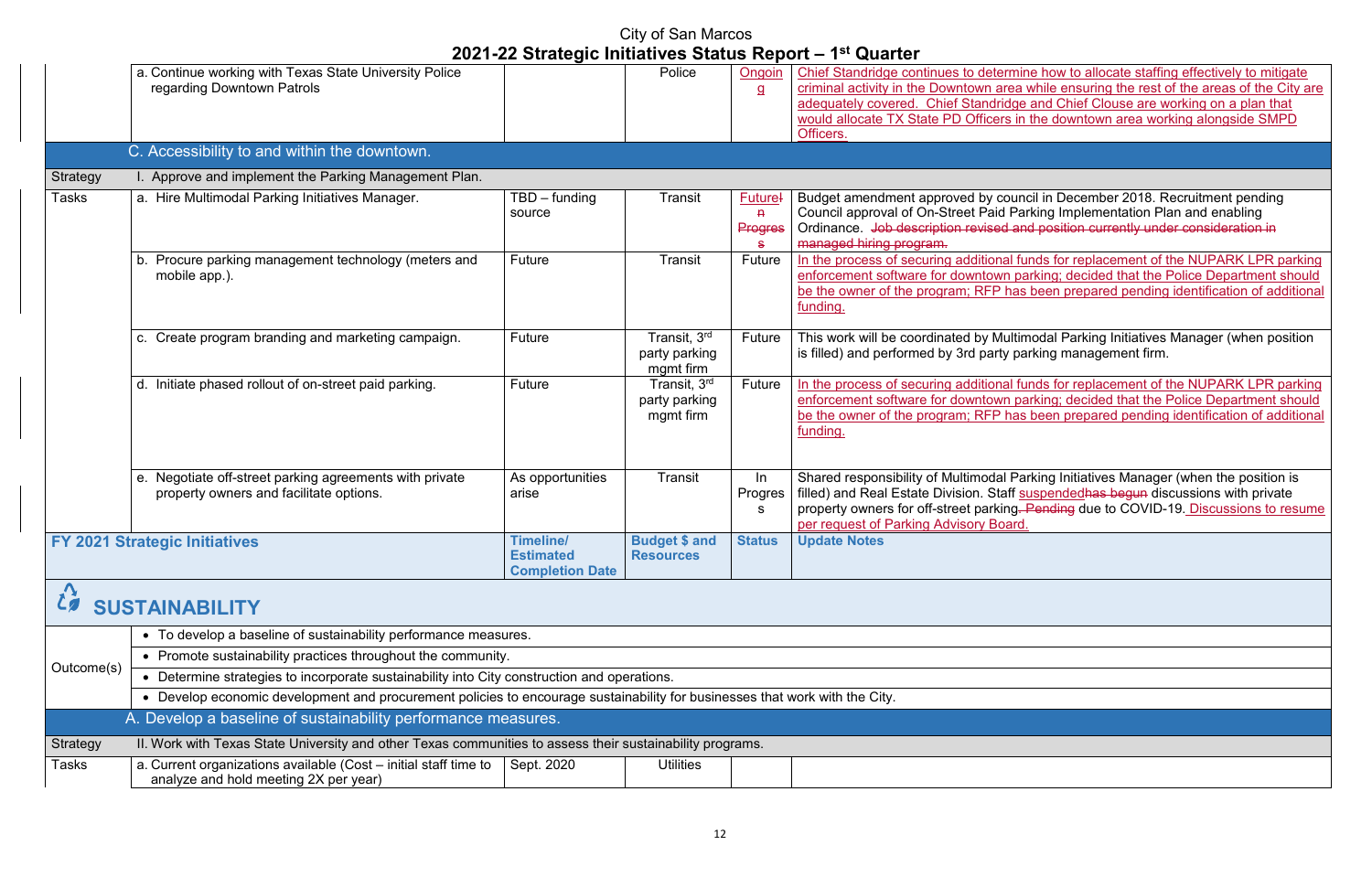# City of San Marcos

## 2021-22 Strategic Initiatives Status Report – 1st Quarter

| | | | | | |
|---|---|---|---|---|---|
| | a. Continue working with Texas State University Police regarding Downtown Patrols | | Police | Ongoing | Chief Standridge continues to determine how to allocate staffing effectively to mitigate criminal activity in the Downtown area while ensuring the rest of the areas of the City are adequately covered. Chief Standridge and Chief Clouse are working on a plan that would allocate TX State PD Officers in the downtown area working alongside SMPD Officers. |
| | **C. Accessibility to and within the downtown.** | | | | |
| Strategy | I. Approve and implement the Parking Management Plan. | | | | |
| Tasks | a. Hire Multimodal Parking Initiatives Manager. | TBD – funding source | Transit | Future~~In Progress~~ | Budget amendment approved by council in December 2018. Recruitment pending Council approval of On-Street Paid Parking Implementation Plan and enabling Ordinance. ~~Job description revised and position currently under consideration in managed hiring program.~~ |
| | b. Procure parking management technology (meters and mobile app.). | Future | Transit | Future | In the process of securing additional funds for replacement of the NUPARK LPR parking enforcement software for downtown parking; decided that the Police Department should be the owner of the program; RFP has been prepared pending identification of additional funding. |
| | c. Create program branding and marketing campaign. | Future | Transit, 3rd party parking mgmt firm | Future | This work will be coordinated by Multimodal Parking Initiatives Manager (when position is filled) and performed by 3rd party parking management firm. |
| | d. Initiate phased rollout of on-street paid parking. | Future | Transit, 3rd party parking mgmt firm | Future | In the process of securing additional funds for replacement of the NUPARK LPR parking enforcement software for downtown parking; decided that the Police Department should be the owner of the program; RFP has been prepared pending identification of additional funding. |
| | e. Negotiate off-street parking agreements with private property owners and facilitate options. | As opportunities arise | Transit | In Progress | Shared responsibility of Multimodal Parking Initiatives Manager (when the position is filled) and Real Estate Division. Staff suspended~~has begun~~ discussions with private property owners for off-street parking~~. Pending~~ due to COVID-19. Discussions to resume per request of Parking Advisory Board. |
| **FY 2021 Strategic Initiatives** | | **Timeline/ Estimated Completion Date** | **Budget $ and Resources** | **Status** | **Update Notes** |

## SUSTAINABILITY

| | | | | | |
|---|---|---|---|---|---|
| Outcome(s) | • To develop a baseline of sustainability performance measures. | | | | |
| | • Promote sustainability practices throughout the community. | | | | |
| | • Determine strategies to incorporate sustainability into City construction and operations. | | | | |
| | • Develop economic development and procurement policies to encourage sustainability for businesses that work with the City. | | | | |
| | **A. Develop a baseline of sustainability performance measures.** | | | | |
| Strategy | II. Work with Texas State University and other Texas communities to assess their sustainability programs. | | | | |
| Tasks | a. Current organizations available (Cost – initial staff time to analyze and hold meeting 2X per year) | Sept. 2020 | Utilities | | |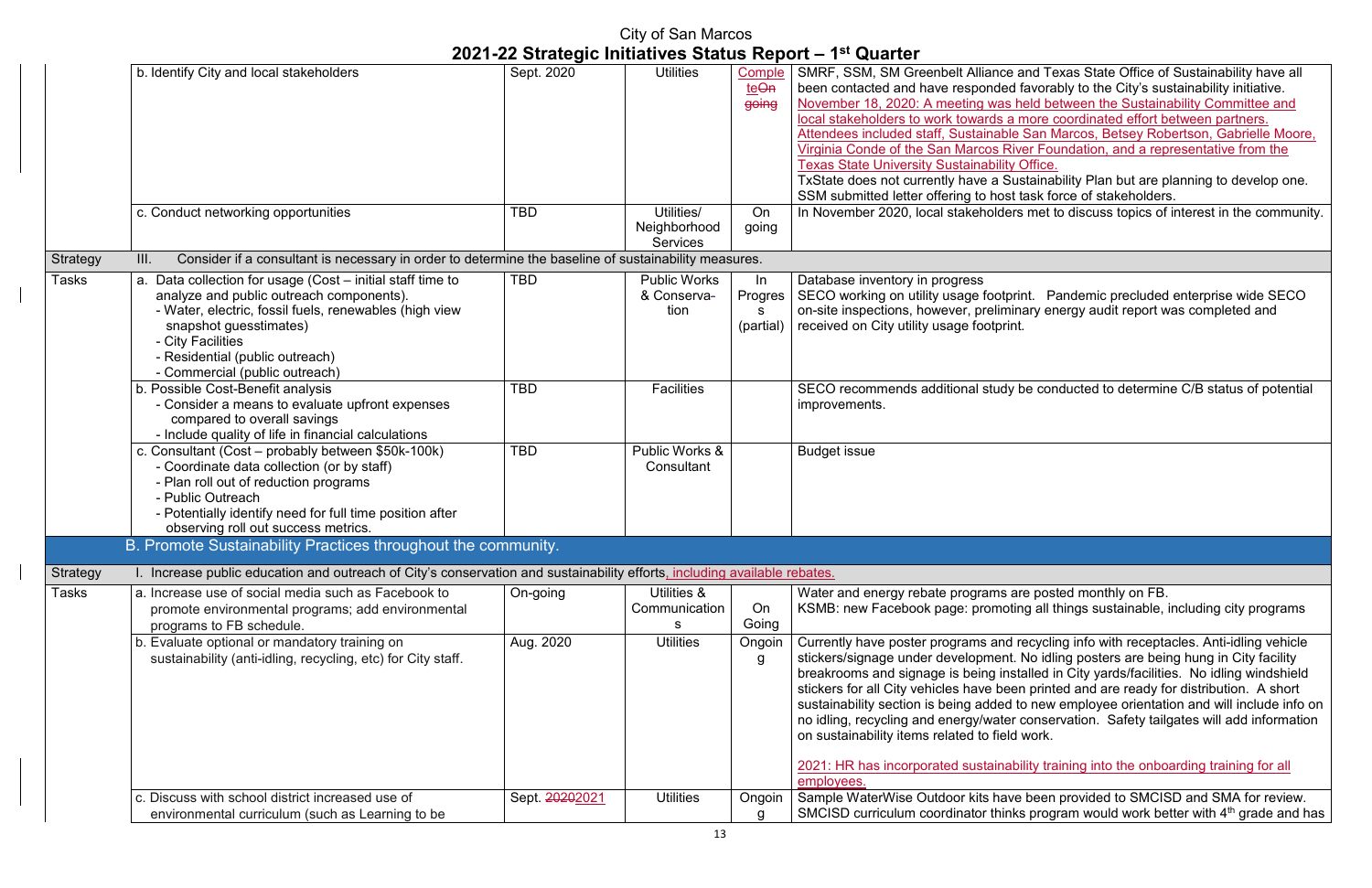# City of San Marcos

## 2021-22 Strategic Initiatives Status Report – 1st Quarter

| | | | | | |
|---|---|---|---|---|---|
| | b. Identify City and local stakeholders | Sept. 2020 | Utilities | Complete ~~On going~~ | SMRF, SSM, SM Greenbelt Alliance and Texas State Office of Sustainability have all been contacted and have responded favorably to the City's sustainability initiative. November 18, 2020: A meeting was held between the Sustainability Committee and local stakeholders to work towards a more coordinated effort between partners. Attendees included staff, Sustainable San Marcos, Betsey Robertson, Gabrielle Moore, Virginia Conde of the San Marcos River Foundation, and a representative from the Texas State University Sustainability Office. TxState does not currently have a Sustainability Plan but are planning to develop one. SSM submitted letter offering to host task force of stakeholders. |
| | c. Conduct networking opportunities | TBD | Utilities/ Neighborhood Services | On going | In November 2020, local stakeholders met to discuss topics of interest in the community. |
| Strategy | III. Consider if a consultant is necessary in order to determine the baseline of sustainability measures. | | | | |
| Tasks | a. Data collection for usage (Cost – initial staff time to analyze and public outreach components).<br>- Water, electric, fossil fuels, renewables (high view snapshot guesstimates)<br>- City Facilities<br>- Residential (public outreach)<br>- Commercial (public outreach) | TBD | Public Works & Conservation | In Progress (partial) | Database inventory in progress<br>SECO working on utility usage footprint. Pandemic precluded enterprise wide SECO on-site inspections, however, preliminary energy audit report was completed and received on City utility usage footprint. |
| | b. Possible Cost-Benefit analysis<br>- Consider a means to evaluate upfront expenses compared to overall savings<br>- Include quality of life in financial calculations | TBD | Facilities | | SECO recommends additional study be conducted to determine C/B status of potential improvements. |
| | c. Consultant (Cost – probably between $50k-100k)<br>- Coordinate data collection (or by staff)<br>- Plan roll out of reduction programs<br>- Public Outreach<br>- Potentially identify need for full time position after observing roll out success metrics. | TBD | Public Works & Consultant | | Budget issue |
| **B. Promote Sustainability Practices throughout the community.** | | | | | |
| Strategy | I. Increase public education and outreach of City's conservation and sustainability efforts, including available rebates. | | | | |
| Tasks | a. Increase use of social media such as Facebook to promote environmental programs; add environmental programs to FB schedule. | On-going | Utilities & Communications | On Going | Water and energy rebate programs are posted monthly on FB.<br>KSMB: new Facebook page: promoting all things sustainable, including city programs |
| | b. Evaluate optional or mandatory training on sustainability (anti-idling, recycling, etc) for City staff. | Aug. 2020 | Utilities | Ongoing | Currently have poster programs and recycling info with receptacles. Anti-idling vehicle stickers/signage under development. No idling posters are being hung in City facility breakrooms and signage is being installed in City yards/facilities. No idling windshield stickers for all City vehicles have been printed and are ready for distribution. A short sustainability section is being added to new employee orientation and will include info on no idling, recycling and energy/water conservation. Safety tailgates will add information on sustainability items related to field work.<br><br>2021: HR has incorporated sustainability training into the onboarding training for all employees. |
| | c. Discuss with school district increased use of environmental curriculum (such as Learning to be | Sept. ~~2020~~2021 | Utilities | Ongoing | Sample WaterWise Outdoor kits have been provided to SMCISD and SMA for review. SMCISD curriculum coordinator thinks program would work better with 4th grade and has |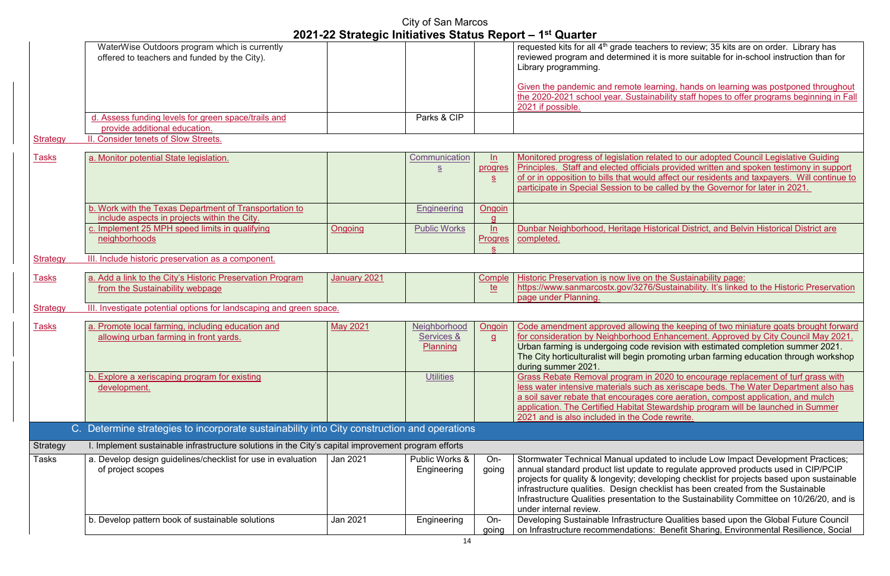| | | | | | |
|---|---|---|---|---|---|
| | WaterWise Outdoors program which is currently offered to teachers and funded by the City). | | | | requested kits for all 4th grade teachers to review; 35 kits are on order. Library has reviewed program and determined it is more suitable for in-school instruction than for Library programming.<br><br>Given the pandemic and remote learning, hands on learning was postponed throughout the 2020-2021 school year. Sustainability staff hopes to offer programs beginning in Fall 2021 if possible. |
| | d. Assess funding levels for green space/trails and provide additional education. | | Parks & CIP | | |
| Strategy | II. Consider tenets of Slow Streets. | | | | |
| Tasks | a. Monitor potential State legislation. | | Communications | In progress | Monitored progress of legislation related to our adopted Council Legislative Guiding Principles. Staff and elected officials provided written and spoken testimony in support of or in opposition to bills that would affect our residents and taxpayers. Will continue to participate in Special Session to be called by the Governor for later in 2021. |
| | b. Work with the Texas Department of Transportation to include aspects in projects within the City. | | Engineering | Ongoing | |
| | c. Implement 25 MPH speed limits in qualifying neighborhoods | Ongoing | Public Works | In Progress | Dunbar Neighborhood, Heritage Historical District, and Belvin Historical District are completed. |
| Strategy | III. Include historic preservation as a component. | | | | |
| Tasks | a. Add a link to the City's Historic Preservation Program from the Sustainability webpage | January 2021 | | Complete | Historic Preservation is now live on the Sustainability page: https://www.sanmarcostx.gov/3276/Sustainability. It's linked to the Historic Preservation page under Planning. |
| Strategy | III. Investigate potential options for landscaping and green space. | | | | |
| Tasks | a. Promote local farming, including education and allowing urban farming in front yards. | May 2021 | Neighborhood Services & Planning | Ongoing | Code amendment approved allowing the keeping of two miniature goats brought forward for consideration by Neighborhood Enhancement. Approved by City Council May 2021. Urban farming is undergoing code revision with estimated completion summer 2021. The City horticulturalist will begin promoting urban farming education through workshop during summer 2021. |
| | b. Explore a xeriscaping program for existing development. | | Utilities | | Grass Rebate Removal program in 2020 to encourage replacement of turf grass with less water intensive materials such as xeriscape beds. The Water Department also has a soil saver rebate that encourages core aeration, compost application, and mulch application. The Certified Habitat Stewardship program will be launched in Summer 2021 and is also included in the Code rewrite. |
| | **C. Determine strategies to incorporate sustainability into City construction and operations** | | | | |
| Strategy | I. Implement sustainable infrastructure solutions in the City's capital improvement program efforts | | | | |
| Tasks | a. Develop design guidelines/checklist for use in evaluation of project scopes | Jan 2021 | Public Works & Engineering | On-going | Stormwater Technical Manual updated to include Low Impact Development Practices; annual standard product list update to regulate approved products used in CIP/PCIP projects for quality & longevity; developing checklist for projects based upon sustainable infrastructure qualities. Design checklist has been created from the Sustainable Infrastructure Qualities presentation to the Sustainability Committee on 10/26/20, and is under internal review. |
| | b. Develop pattern book of sustainable solutions | Jan 2021 | Engineering | On-going | Developing Sustainable Infrastructure Qualities based upon the Global Future Council on Infrastructure recommendations: Benefit Sharing, Environmental Resilience, Social |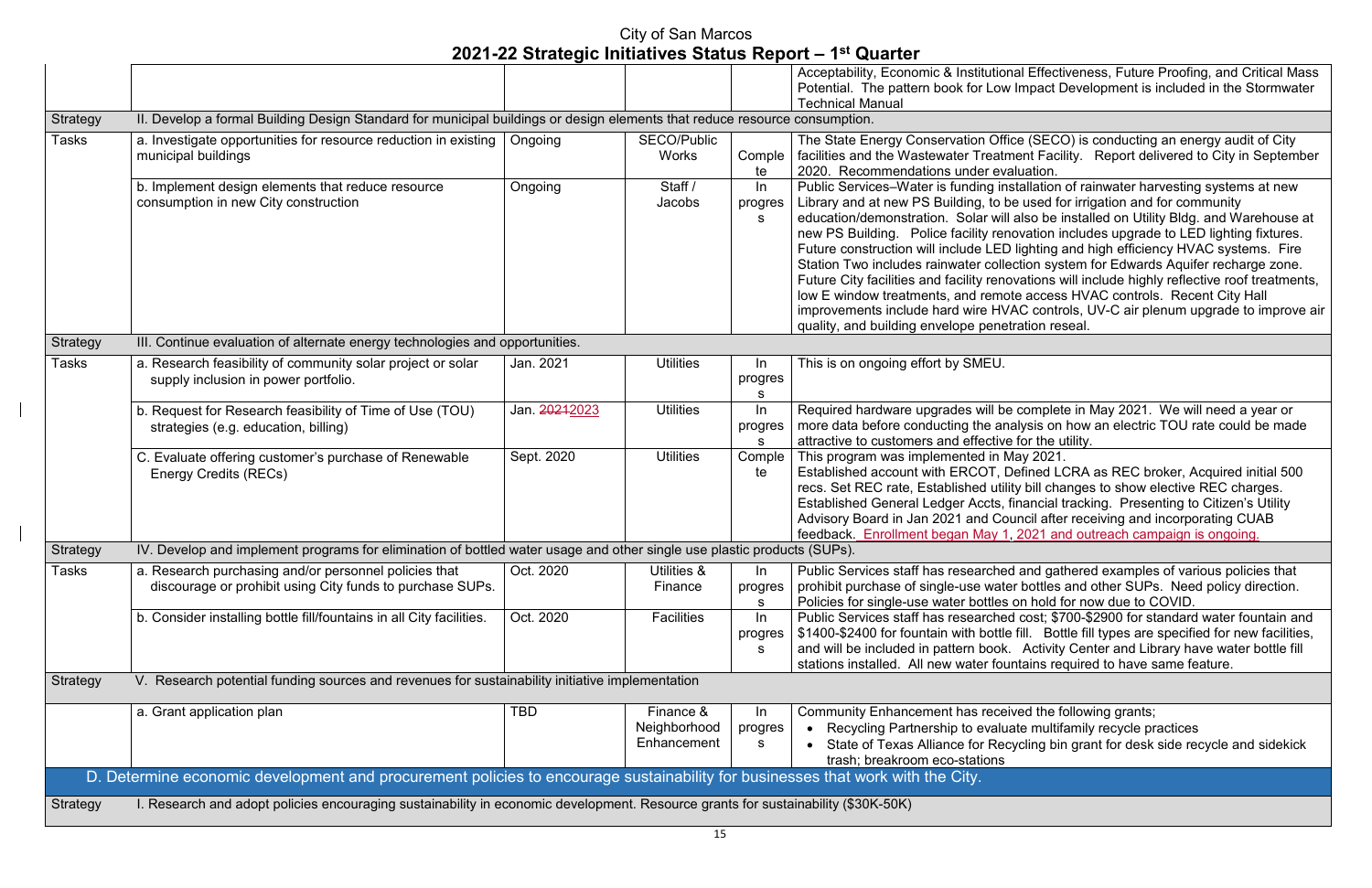# City of San Marcos
## 2021-22 Strategic Initiatives Status Report – 1st Quarter

| | | | | | |
|---|---|---|---|---|---|
| | | | | | Acceptability, Economic & Institutional Effectiveness, Future Proofing, and Critical Mass Potential. The pattern book for Low Impact Development is included in the Stormwater Technical Manual |
| Strategy | II. Develop a formal Building Design Standard for municipal buildings or design elements that reduce resource consumption. | | | | |
| Tasks | a. Investigate opportunities for resource reduction in existing municipal buildings | Ongoing | SECO/Public Works | Complete | The State Energy Conservation Office (SECO) is conducting an energy audit of City facilities and the Wastewater Treatment Facility. Report delivered to City in September 2020. Recommendations under evaluation. |
| | b. Implement design elements that reduce resource consumption in new City construction | Ongoing | Staff / Jacobs | In progress | Public Services–Water is funding installation of rainwater harvesting systems at new Library and at new PS Building, to be used for irrigation and for community education/demonstration. Solar will also be installed on Utility Bldg. and Warehouse at new PS Building. Police facility renovation includes upgrade to LED lighting fixtures. Future construction will include LED lighting and high efficiency HVAC systems. Fire Station Two includes rainwater collection system for Edwards Aquifer recharge zone. Future City facilities and facility renovations will include highly reflective roof treatments, low E window treatments, and remote access HVAC controls. Recent City Hall improvements include hard wire HVAC controls, UV-C air plenum upgrade to improve air quality, and building envelope penetration reseal. |
| Strategy | III. Continue evaluation of alternate energy technologies and opportunities. | | | | |
| Tasks | a. Research feasibility of community solar project or solar supply inclusion in power portfolio. | Jan. 2021 | Utilities | In progress | This is on ongoing effort by SMEU. |
| | b. Request for Research feasibility of Time of Use (TOU) strategies (e.g. education, billing) | Jan. ~~2021~~2023 | Utilities | In progress | Required hardware upgrades will be complete in May 2021. We will need a year or more data before conducting the analysis on how an electric TOU rate could be made attractive to customers and effective for the utility. |
| | C. Evaluate offering customer's purchase of Renewable Energy Credits (RECs) | Sept. 2020 | Utilities | Complete | This program was implemented in May 2021. Established account with ERCOT, Defined LCRA as REC broker, Acquired initial 500 recs. Set REC rate, Established utility bill changes to show elective REC charges. Established General Ledger Accts, financial tracking. Presenting to Citizen's Utility Advisory Board in Jan 2021 and Council after receiving and incorporating CUAB feedback. Enrollment began May 1, 2021 and outreach campaign is ongoing. |
| Strategy | IV. Develop and implement programs for elimination of bottled water usage and other single use plastic products (SUPs). | | | | |
| Tasks | a. Research purchasing and/or personnel policies that discourage or prohibit using City funds to purchase SUPs. | Oct. 2020 | Utilities & Finance | In progress | Public Services staff has researched and gathered examples of various policies that prohibit purchase of single-use water bottles and other SUPs. Need policy direction. Policies for single-use water bottles on hold for now due to COVID. |
| | b. Consider installing bottle fill/fountains in all City facilities. | Oct. 2020 | Facilities | In progress | Public Services staff has researched cost; $700-$2900 for standard water fountain and $1400-$2400 for fountain with bottle fill. Bottle fill types are specified for new facilities, and will be included in pattern book. Activity Center and Library have water bottle fill stations installed. All new water fountains required to have same feature. |
| Strategy | V. Research potential funding sources and revenues for sustainability initiative implementation | | | | |
| | a. Grant application plan | TBD | Finance & Neighborhood Enhancement | In progress | Community Enhancement has received the following grants;<br>• Recycling Partnership to evaluate multifamily recycle practices<br>• State of Texas Alliance for Recycling bin grant for desk side recycle and sidekick trash; breakroom eco-stations |
| **D. Determine economic development and procurement policies to encourage sustainability for businesses that work with the City.** | | | | | |
| Strategy | I. Research and adopt policies encouraging sustainability in economic development. Resource grants for sustainability ($30K-50K) | | | | |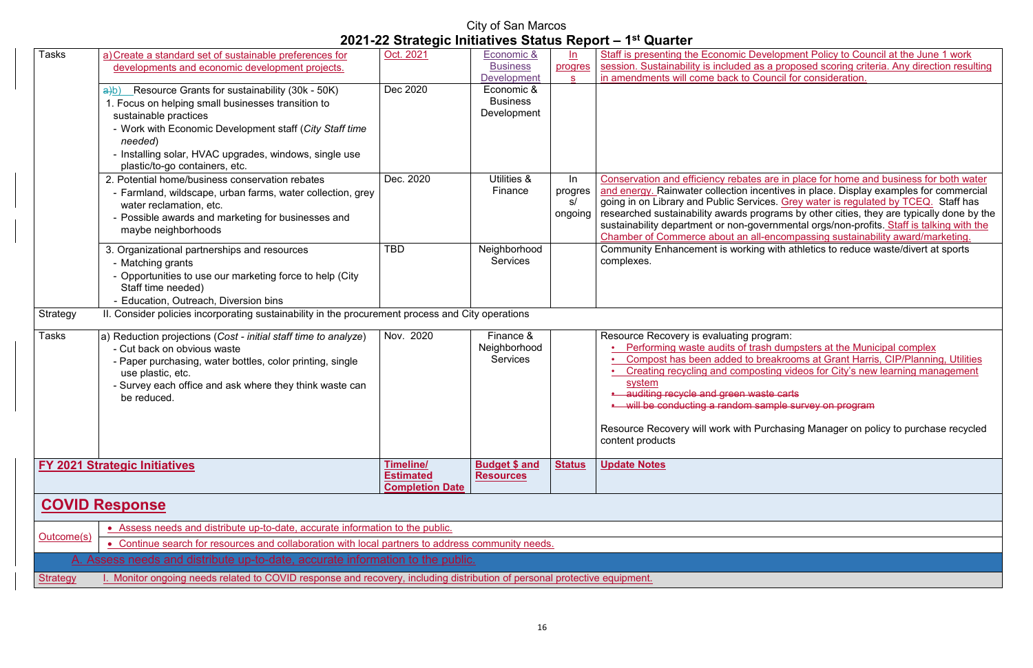City of San Marcos

# 2021-22 Strategic Initiatives Status Report – 1st Quarter

| | | | | | |
|---|---|---|---|---|---|
| Tasks | a) Create a standard set of sustainable preferences for developments and economic development projects. | Oct. 2021 | Economic & Business Development | In progress | Staff is presenting the Economic Development Policy to Council at the June 1 work session. Sustainability is included as a proposed scoring criteria. Any direction resulting in amendments will come back to Council for consideration. |
| | ~~a)~~b) Resource Grants for sustainability (30k - 50K)<br>1. Focus on helping small businesses transition to sustainable practices<br>- Work with Economic Development staff (*City Staff time needed*)<br>- Installing solar, HVAC upgrades, windows, single use plastic/to-go containers, etc. | Dec 2020 | Economic & Business Development | | |
| | 2. Potential home/business conservation rebates<br>- Farmland, wildscape, urban farms, water collection, grey water reclamation, etc.<br>- Possible awards and marketing for businesses and maybe neighborhoods | Dec. 2020 | Utilities & Finance | In progress/ ongoing | Conservation and efficiency rebates are in place for home and business for both water and energy. Rainwater collection incentives in place. Display examples for commercial going in on Library and Public Services. Grey water is regulated by TCEQ. Staff has researched sustainability awards programs by other cities, they are typically done by the sustainability department or non-governmental orgs/non-profits. Staff is talking with the Chamber of Commerce about an all-encompassing sustainability award/marketing. |
| | 3. Organizational partnerships and resources<br>- Matching grants<br>- Opportunities to use our marketing force to help (City Staff time needed)<br>- Education, Outreach, Diversion bins | TBD | Neighborhood Services | | Community Enhancement is working with athletics to reduce waste/divert at sports complexes. |
| Strategy | II. Consider policies incorporating sustainability in the procurement process and City operations | | | | |
| Tasks | a) Reduction projections (*Cost - initial staff time to analyze*)<br>- Cut back on obvious waste<br>- Paper purchasing, water bottles, color printing, single use plastic, etc.<br>- Survey each office and ask where they think waste can be reduced. | Nov. 2020 | Finance & Neighborhood Services | | Resource Recovery is evaluating program:<br>• Performing waste audits of trash dumpsters at the Municipal complex<br>• Compost has been added to breakrooms at Grant Harris, CIP/Planning, Utilities<br>• Creating recycling and composting videos for City's new learning management system<br>• ~~auditing recycle and green waste carts~~<br>• ~~will be conducting a random sample survey on program~~<br><br>Resource Recovery will work with Purchasing Manager on policy to purchase recycled content products |
| **FY 2021 Strategic Initiatives** | | **Timeline/ Estimated Completion Date** | **Budget $ and Resources** | **Status** | **Update Notes** |
| **COVID Response** | | | | | |
| Outcome(s) | • Assess needs and distribute up-to-date, accurate information to the public. | | | | |
| | • Continue search for resources and collaboration with local partners to address community needs. | | | | |
| A. Assess needs and distribute up-to-date, accurate information to the public. | | | | | |
| Strategy | I. Monitor ongoing needs related to COVID response and recovery, including distribution of personal protective equipment. | | | | |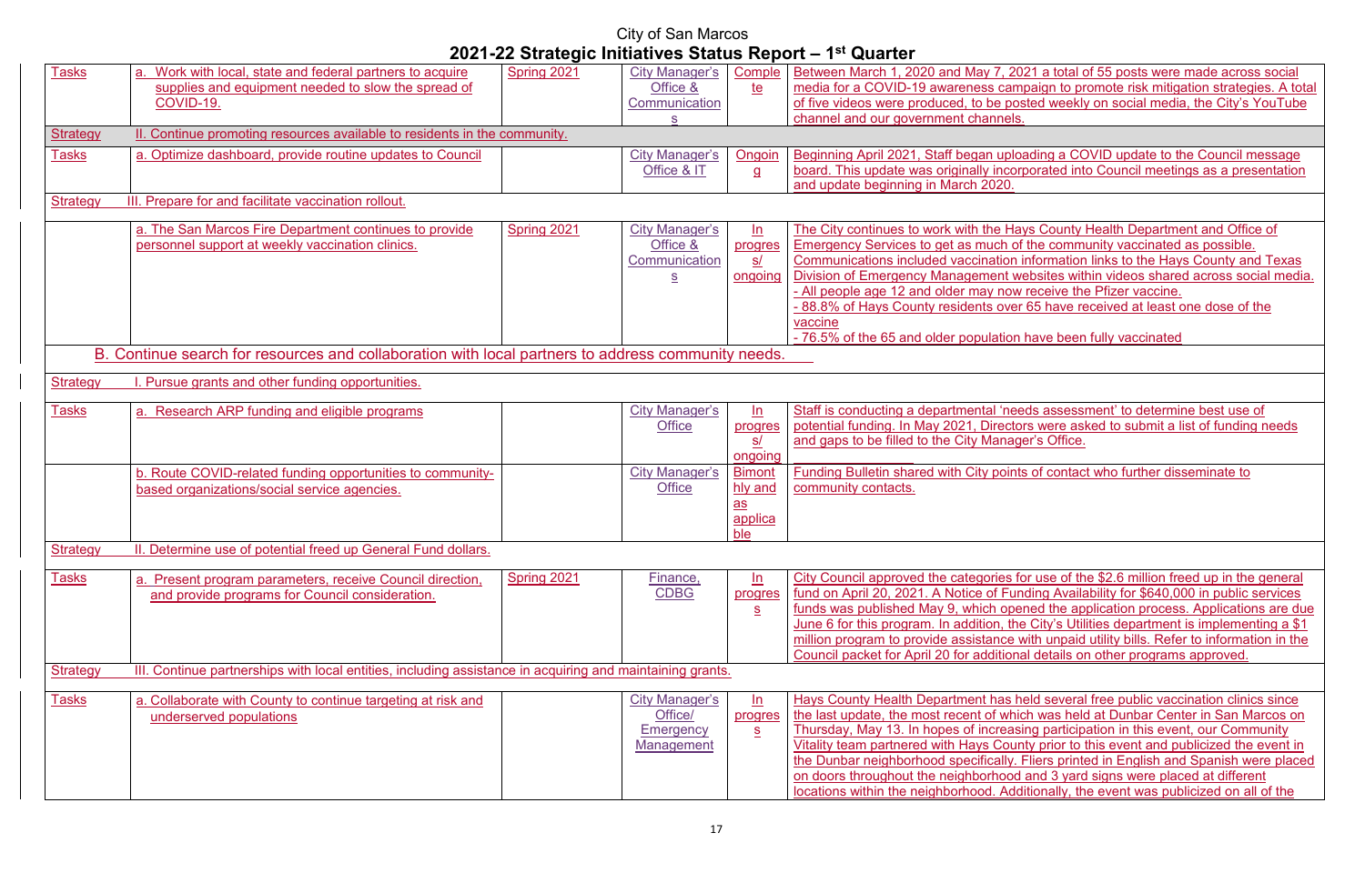# City of San Marcos

## 2021-22 Strategic Initiatives Status Report – 1st Quarter

| | | | | | |
|---|---|---|---|---|---|
| Tasks | a. Work with local, state and federal partners to acquire supplies and equipment needed to slow the spread of COVID-19. | Spring 2021 | City Manager's Office & Communications | Complete | Between March 1, 2020 and May 7, 2021 a total of 55 posts were made across social media for a COVID-19 awareness campaign to promote risk mitigation strategies. A total of five videos were produced, to be posted weekly on social media, the City's YouTube channel and our government channels. |
| Strategy | II. Continue promoting resources available to residents in the community. | | | | |
| Tasks | a. Optimize dashboard, provide routine updates to Council | | City Manager's Office & IT | Ongoing | Beginning April 2021, Staff began uploading a COVID update to the Council message board. This update was originally incorporated into Council meetings as a presentation and update beginning in March 2020. |
| Strategy | III. Prepare for and facilitate vaccination rollout. | | | | |
| | a. The San Marcos Fire Department continues to provide personnel support at weekly vaccination clinics. | Spring 2021 | City Manager's Office & Communications | In progress/ ongoing | The City continues to work with the Hays County Health Department and Office of Emergency Services to get as much of the community vaccinated as possible. Communications included vaccination information links to the Hays County and Texas Division of Emergency Management websites within videos shared across social media.<br>- All people age 12 and older may now receive the Pfizer vaccine.<br>- 88.8% of Hays County residents over 65 have received at least one dose of the vaccine<br>- 76.5% of the 65 and older population have been fully vaccinated |
| B. Continue search for resources and collaboration with local partners to address community needs. | | | | | |
| Strategy | I. Pursue grants and other funding opportunities. | | | | |
| Tasks | a. Research ARP funding and eligible programs | | City Manager's Office | In progress/ ongoing | Staff is conducting a departmental 'needs assessment' to determine best use of potential funding. In May 2021, Directors were asked to submit a list of funding needs and gaps to be filled to the City Manager's Office. |
| | b. Route COVID-related funding opportunities to community-based organizations/social service agencies. | | City Manager's Office | Bimonthly and as applicable | Funding Bulletin shared with City points of contact who further disseminate to community contacts. |
| Strategy | II. Determine use of potential freed up General Fund dollars. | | | | |
| Tasks | a. Present program parameters, receive Council direction, and provide programs for Council consideration. | Spring 2021 | Finance, CDBG | In progress | City Council approved the categories for use of the $2.6 million freed up in the general fund on April 20, 2021. A Notice of Funding Availability for $640,000 in public services funds was published May 9, which opened the application process. Applications are due June 6 for this program. In addition, the City's Utilities department is implementing a $1 million program to provide assistance with unpaid utility bills. Refer to information in the Council packet for April 20 for additional details on other programs approved. |
| Strategy | III. Continue partnerships with local entities, including assistance in acquiring and maintaining grants. | | | | |
| Tasks | a. Collaborate with County to continue targeting at risk and underserved populations | | City Manager's Office/ Emergency Management | In progress | Hays County Health Department has held several free public vaccination clinics since the last update, the most recent of which was held at Dunbar Center in San Marcos on Thursday, May 13. In hopes of increasing participation in this event, our Community Vitality team partnered with Hays County prior to this event and publicized the event in the Dunbar neighborhood specifically. Fliers printed in English and Spanish were placed on doors throughout the neighborhood and 3 yard signs were placed at different locations within the neighborhood. Additionally, the event was publicized on all of the |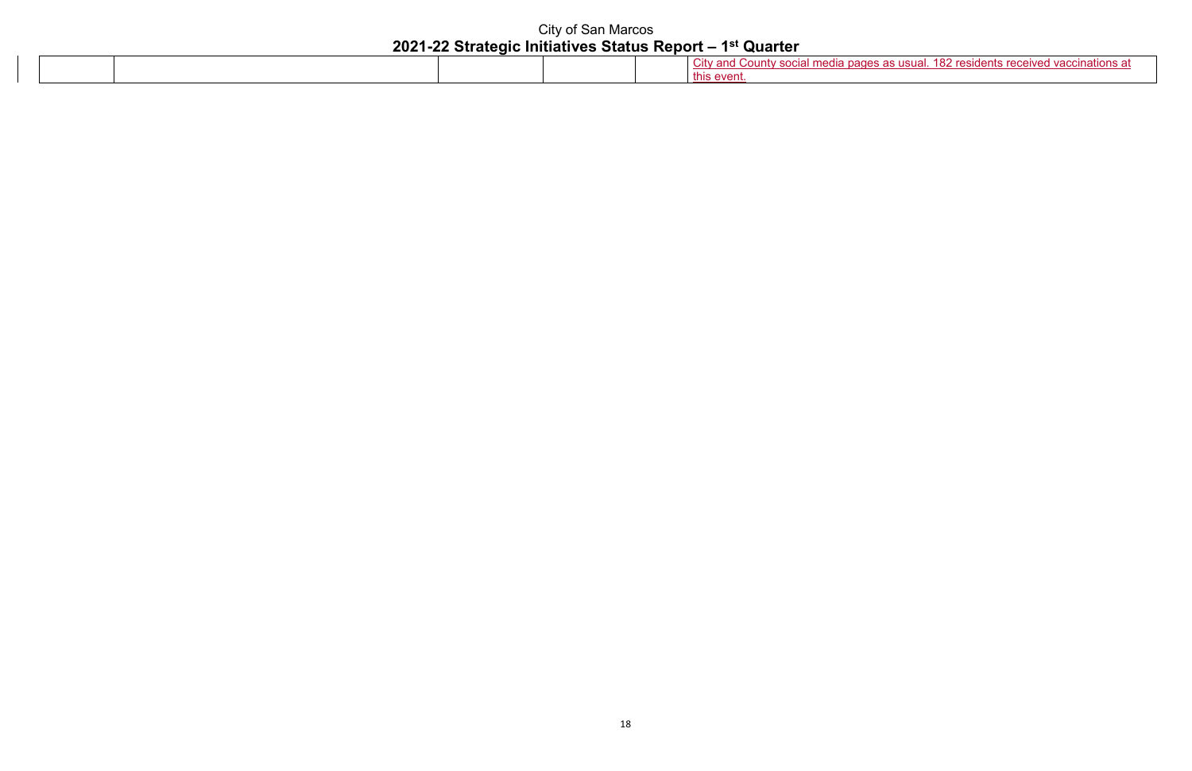| | | | | | |
|---|---|---|---|---|---|
| | | | | | City and County social media pages as usual. 182 residents received vaccinations at this event. |